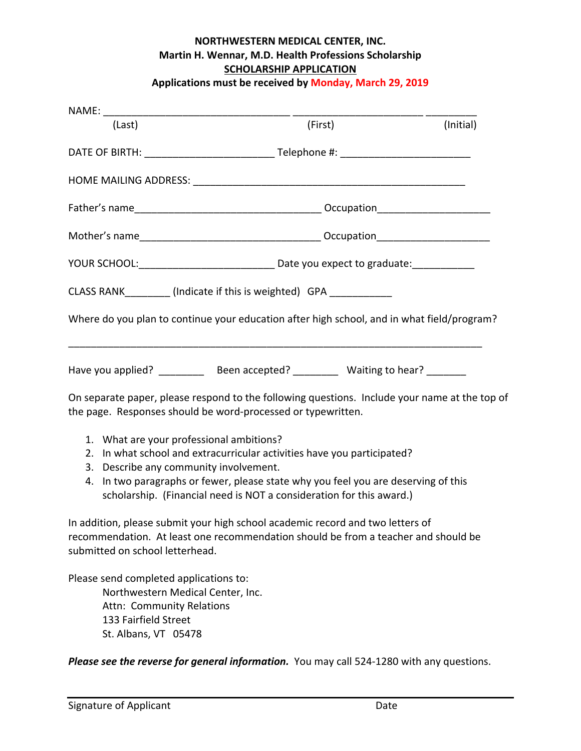**NORTHWESTERN MEDICAL CENTER, INC.**
**Martin H. Wennar, M.D. Health Professions Scholarship**
**SCHOLARSHIP APPLICATION**
**Applications must be received by Monday, March 29, 2019**

NAME: ________________________________ ______________________ _________
(Last) (First) (Initial)

DATE OF BIRTH: ______________________ Telephone #: ______________________

HOME MAILING ADDRESS: ________________________________________________

Father's name________________________________ Occupation__________________

Mother's name_______________________________ Occupation__________________

YOUR SCHOOL:________________________ Date you expect to graduate:___________

CLASS RANK________ (Indicate if this is weighted) GPA ___________

Where do you plan to continue your education after high school, and in what field/program?

_________________________________________________________________________

Have you applied? ________ Been accepted? ________ Waiting to hear? _______

On separate paper, please respond to the following questions. Include your name at the top of the page. Responses should be word-processed or typewritten.

1. What are your professional ambitions?
2. In what school and extracurricular activities have you participated?
3. Describe any community involvement.
4. In two paragraphs or fewer, please state why you feel you are deserving of this scholarship. (Financial need is NOT a consideration for this award.)

In addition, please submit your high school academic record and two letters of recommendation. At least one recommendation should be from a teacher and should be submitted on school letterhead.

Please send completed applications to:
Northwestern Medical Center, Inc.
Attn: Community Relations
133 Fairfield Street
St. Albans, VT 05478

***Please see the reverse for general information.*** You may call 524-1280 with any questions.

_________________________________________________________________________
Signature of Applicant Date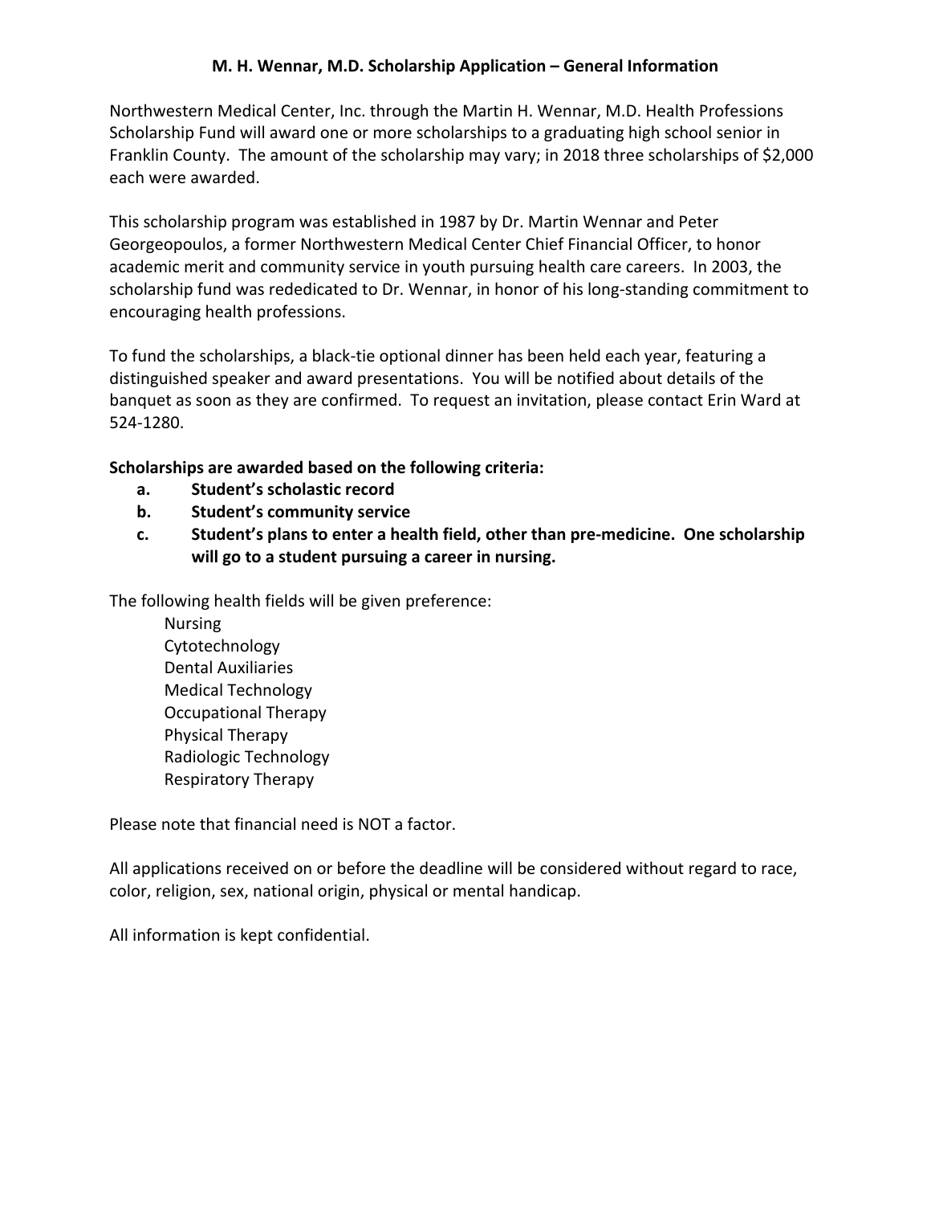# M. H. Wennar, M.D. Scholarship Application – General Information

Northwestern Medical Center, Inc. through the Martin H. Wennar, M.D. Health Professions Scholarship Fund will award one or more scholarships to a graduating high school senior in Franklin County. The amount of the scholarship may vary; in 2018 three scholarships of $2,000 each were awarded.

This scholarship program was established in 1987 by Dr. Martin Wennar and Peter Georgeopoulos, a former Northwestern Medical Center Chief Financial Officer, to honor academic merit and community service in youth pursuing health care careers. In 2003, the scholarship fund was rededicated to Dr. Wennar, in honor of his long-standing commitment to encouraging health professions.

To fund the scholarships, a black-tie optional dinner has been held each year, featuring a distinguished speaker and award presentations. You will be notified about details of the banquet as soon as they are confirmed. To request an invitation, please contact Erin Ward at 524-1280.

**Scholarships are awarded based on the following criteria:**

- **a. Student's scholastic record**
- **b. Student's community service**
- **c. Student's plans to enter a health field, other than pre-medicine. One scholarship will go to a student pursuing a career in nursing.**

The following health fields will be given preference:

- Nursing
- Cytotechnology
- Dental Auxiliaries
- Medical Technology
- Occupational Therapy
- Physical Therapy
- Radiologic Technology
- Respiratory Therapy

Please note that financial need is NOT a factor.

All applications received on or before the deadline will be considered without regard to race, color, religion, sex, national origin, physical or mental handicap.

All information is kept confidential.